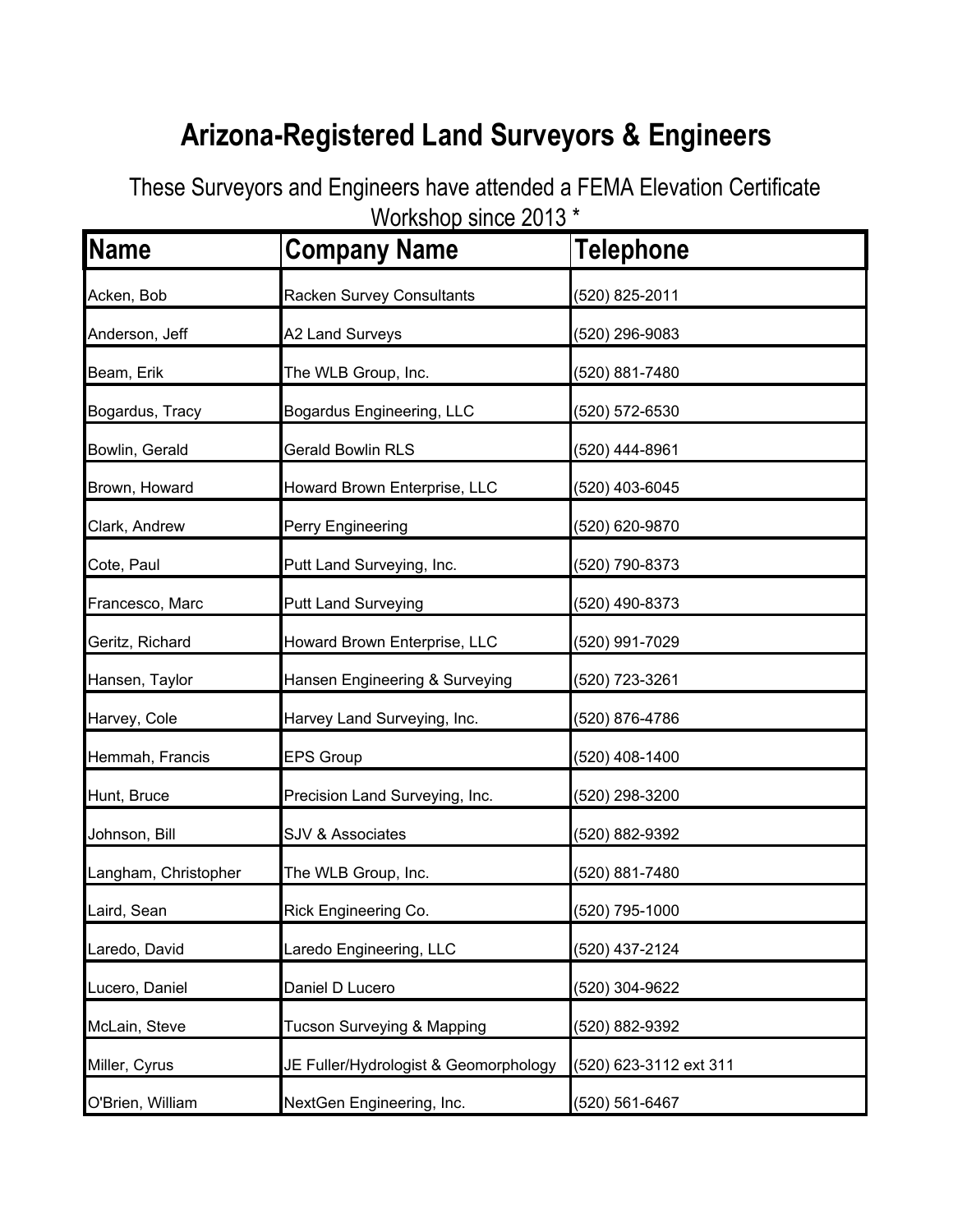# Arizona-Registered Land Surveyors & Engineers

These Surveyors and Engineers have attended a FEMA Elevation Certificate Workshop since 2013 *

| Name | Company Name | Telephone |
|---|---|---|
| Acken, Bob | Racken Survey Consultants | (520) 825-2011 |
| Anderson, Jeff | A2 Land Surveys | (520) 296-9083 |
| Beam, Erik | The WLB Group, Inc. | (520) 881-7480 |
| Bogardus, Tracy | Bogardus Engineering, LLC | (520) 572-6530 |
| Bowlin, Gerald | Gerald Bowlin RLS | (520) 444-8961 |
| Brown, Howard | Howard Brown Enterprise, LLC | (520) 403-6045 |
| Clark, Andrew | Perry Engineering | (520) 620-9870 |
| Cote, Paul | Putt Land Surveying, Inc. | (520) 790-8373 |
| Francesco, Marc | Putt Land Surveying | (520) 490-8373 |
| Geritz, Richard | Howard Brown Enterprise, LLC | (520) 991-7029 |
| Hansen, Taylor | Hansen Engineering & Surveying | (520) 723-3261 |
| Harvey, Cole | Harvey Land Surveying, Inc. | (520) 876-4786 |
| Hemmah, Francis | EPS Group | (520) 408-1400 |
| Hunt, Bruce | Precision Land Surveying, Inc. | (520) 298-3200 |
| Johnson, Bill | SJV & Associates | (520) 882-9392 |
| Langham, Christopher | The WLB Group, Inc. | (520) 881-7480 |
| Laird, Sean | Rick Engineering Co. | (520) 795-1000 |
| Laredo, David | Laredo Engineering, LLC | (520) 437-2124 |
| Lucero, Daniel | Daniel D Lucero | (520) 304-9622 |
| McLain, Steve | Tucson Surveying & Mapping | (520) 882-9392 |
| Miller, Cyrus | JE Fuller/Hydrologist & Geomorphology | (520) 623-3112 ext 311 |
| O'Brien, William | NextGen Engineering, Inc. | (520) 561-6467 |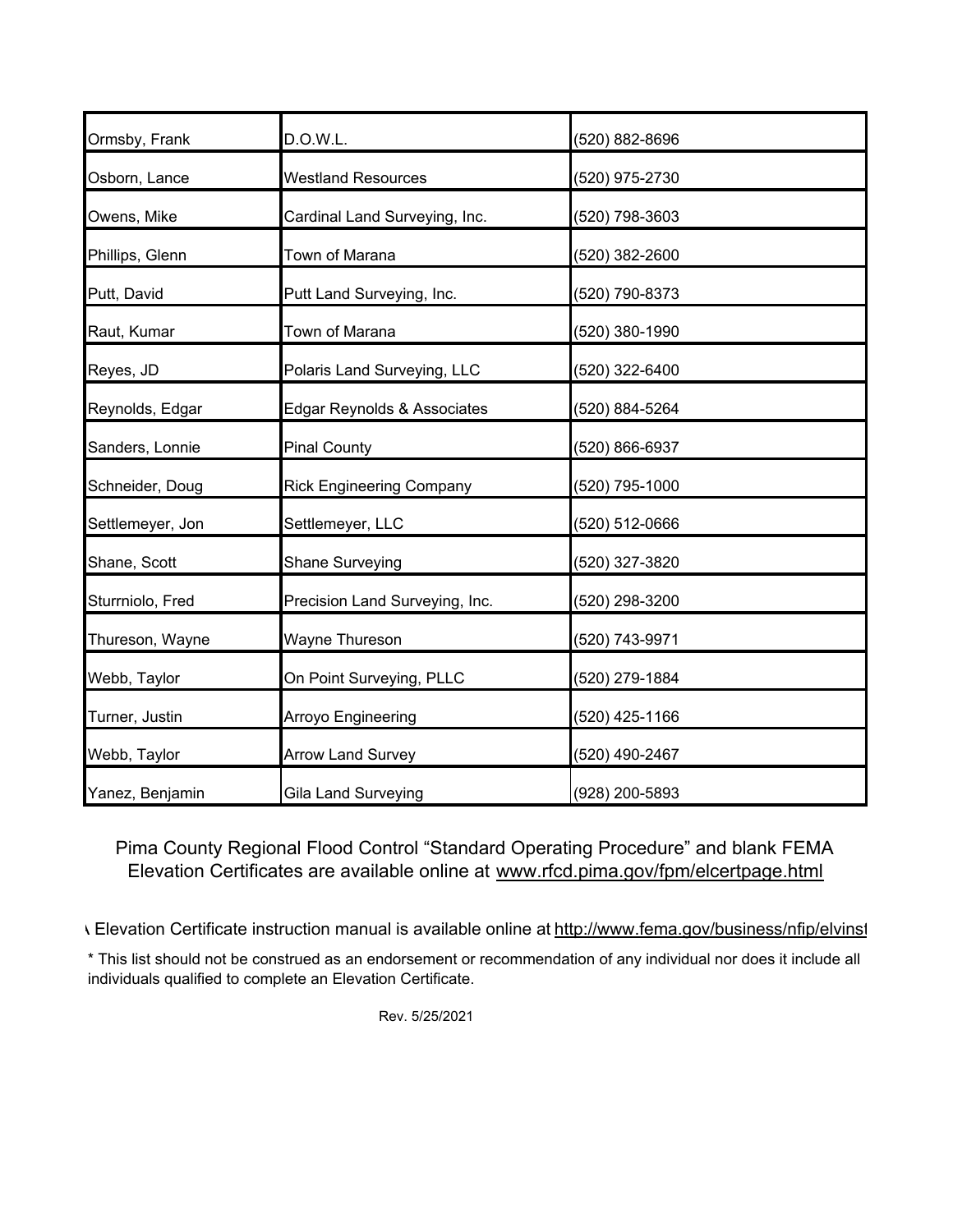| | | |
|---|---|---|
| Ormsby, Frank | D.O.W.L. | (520) 882-8696 |
| Osborn, Lance | Westland Resources | (520) 975-2730 |
| Owens, Mike | Cardinal Land Surveying, Inc. | (520) 798-3603 |
| Phillips, Glenn | Town of Marana | (520) 382-2600 |
| Putt, David | Putt Land Surveying, Inc. | (520) 790-8373 |
| Raut, Kumar | Town of Marana | (520) 380-1990 |
| Reyes, JD | Polaris Land Surveying, LLC | (520) 322-6400 |
| Reynolds, Edgar | Edgar Reynolds & Associates | (520) 884-5264 |
| Sanders, Lonnie | Pinal County | (520) 866-6937 |
| Schneider, Doug | Rick Engineering Company | (520) 795-1000 |
| Settlemeyer, Jon | Settlemeyer, LLC | (520) 512-0666 |
| Shane, Scott | Shane Surveying | (520) 327-3820 |
| Sturrniolo, Fred | Precision Land Surveying, Inc. | (520) 298-3200 |
| Thureson, Wayne | Wayne Thureson | (520) 743-9971 |
| Webb, Taylor | On Point Surveying, PLLC | (520) 279-1884 |
| Turner, Justin | Arroyo Engineering | (520) 425-1166 |
| Webb, Taylor | Arrow Land Survey | (520) 490-2467 |
| Yanez, Benjamin | Gila Land Surveying | (928) 200-5893 |

Pima County Regional Flood Control "Standard Operating Procedure" and blank FEMA Elevation Certificates are available online at www.rfcd.pima.gov/fpm/elcertpage.html

A Elevation Certificate instruction manual is available online at http://www.fema.gov/business/nfip/elvinst

* This list should not be construed as an endorsement or recommendation of any individual nor does it include all individuals qualified to complete an Elevation Certificate.

Rev. 5/25/2021